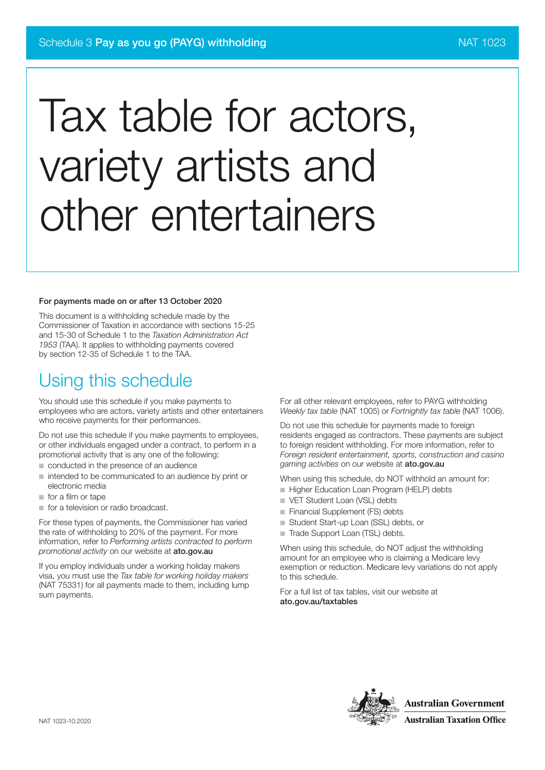Schedule 3 **Pay as you go (PAYG) withholding** NAT 1023

# Tax table for actors, variety artists and other entertainers

**For payments made on or after 13 October 2020**

This document is a withholding schedule made by the Commissioner of Taxation in accordance with sections 15-25 and 15-30 of Schedule 1 to the *Taxation Administration Act 1953* (TAA). It applies to withholding payments covered by section 12-35 of Schedule 1 to the TAA.

## Using this schedule

You should use this schedule if you make payments to employees who are actors, variety artists and other entertainers who receive payments for their performances.

Do not use this schedule if you make payments to employees, or other individuals engaged under a contract, to perform in a promotional activity that is any one of the following:

- conducted in the presence of an audience
- intended to be communicated to an audience by print or electronic media
- for a film or tape
- for a television or radio broadcast.

For these types of payments, the Commissioner has varied the rate of withholding to 20% of the payment. For more information, refer to *Performing artists contracted to perform promotional activity* on our website at **ato.gov.au**

If you employ individuals under a working holiday makers visa, you must use the *Tax table for working holiday makers* (NAT 75331) for all payments made to them, including lump sum payments.

For all other relevant employees, refer to PAYG withholding *Weekly tax table* (NAT 1005) or *Fortnightly tax table* (NAT 1006).

Do not use this schedule for payments made to foreign residents engaged as contractors. These payments are subject to foreign resident withholding. For more information, refer to *Foreign resident entertainment, sports, construction and casino gaming activities* on our website at **ato.gov.au**

When using this schedule, do NOT withhold an amount for:

- Higher Education Loan Program (HELP) debts
- VET Student Loan (VSL) debts
- Financial Supplement (FS) debts
- Student Start-up Loan (SSL) debts, or
- Trade Support Loan (TSL) debts.

When using this schedule, do NOT adjust the withholding amount for an employee who is claiming a Medicare levy exemption or reduction. Medicare levy variations do not apply to this schedule.

For a full list of tax tables, visit our website at **ato.gov.au/taxtables**

NAT 1023-10.2020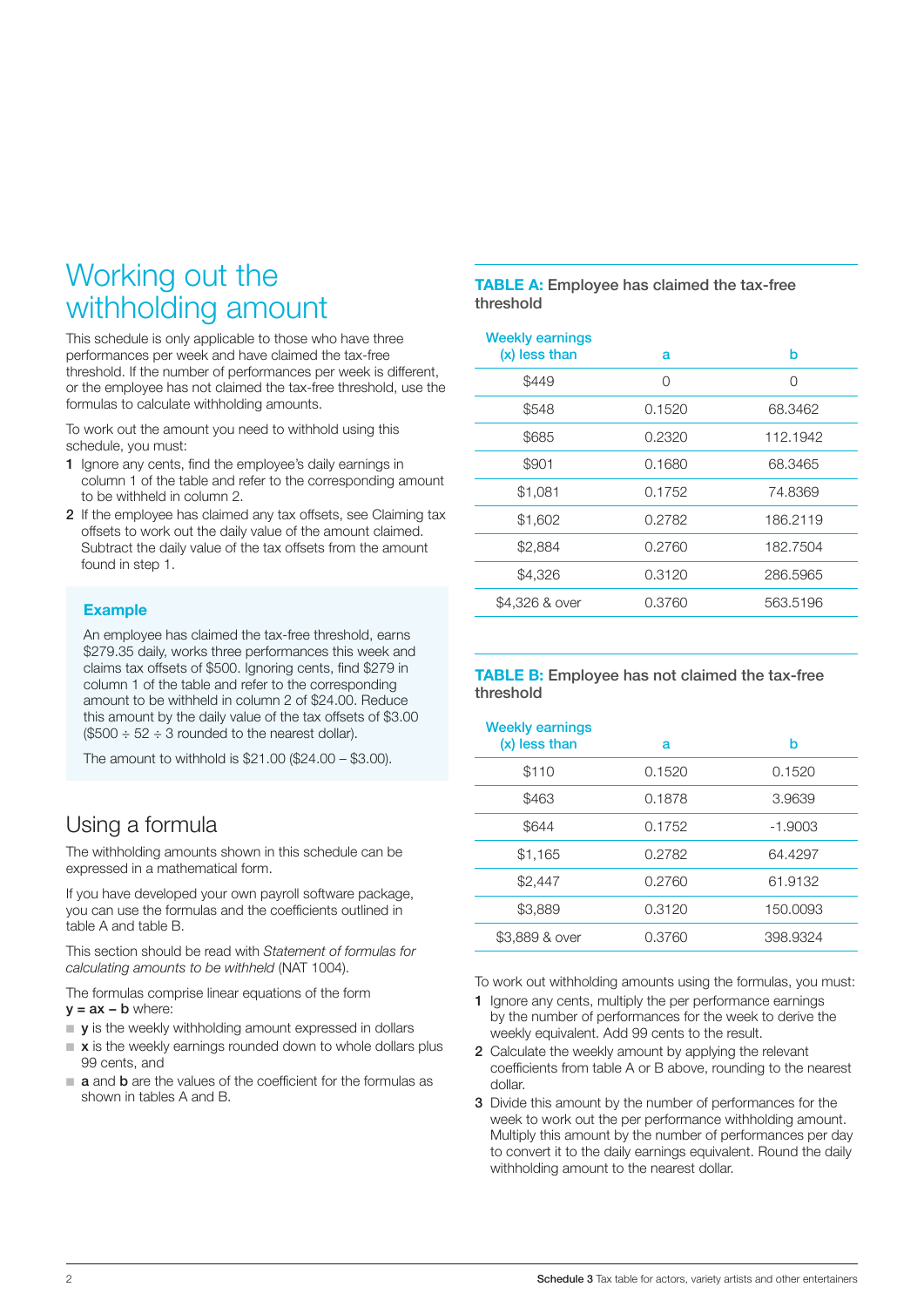# Working out the withholding amount

This schedule is only applicable to those who have three performances per week and have claimed the tax-free threshold. If the number of performances per week is different, or the employee has not claimed the tax-free threshold, use the formulas to calculate withholding amounts.

To work out the amount you need to withhold using this schedule, you must:

1. Ignore any cents, find the employee's daily earnings in column 1 of the table and refer to the corresponding amount to be withheld in column 2.
2. If the employee has claimed any tax offsets, see Claiming tax offsets to work out the daily value of the amount claimed. Subtract the daily value of the tax offsets from the amount found in step 1.

### Example

An employee has claimed the tax-free threshold, earns $279.35 daily, works three performances this week and claims tax offsets of $500. Ignoring cents, find $279 in column 1 of the table and refer to the corresponding amount to be withheld in column 2 of $24.00. Reduce this amount by the daily value of the tax offsets of $3.00 ($500 ÷ 52 ÷ 3 rounded to the nearest dollar).

The amount to withhold is $21.00 ($24.00 – $3.00).

## Using a formula

The withholding amounts shown in this schedule can be expressed in a mathematical form.

If you have developed your own payroll software package, you can use the formulas and the coefficients outlined in table A and table B.

This section should be read with *Statement of formulas for calculating amounts to be withheld* (NAT 1004).

The formulas comprise linear equations of the form **y = ax – b** where:

- **y** is the weekly withholding amount expressed in dollars
- **x** is the weekly earnings rounded down to whole dollars plus 99 cents, and
- **a** and **b** are the values of the coefficient for the formulas as shown in tables A and B.

**TABLE A: Employee has claimed the tax-free threshold**

| Weekly earnings (x) less than | a | b |
|---|---|---|
| $449 | 0 | 0 |
| $548 | 0.1520 | 68.3462 |
| $685 | 0.2320 | 112.1942 |
| $901 | 0.1680 | 68.3465 |
| $1,081 | 0.1752 | 74.8369 |
| $1,602 | 0.2782 | 186.2119 |
| $2,884 | 0.2760 | 182.7504 |
| $4,326 | 0.3120 | 286.5965 |
| $4,326 & over | 0.3760 | 563.5196 |

**TABLE B: Employee has not claimed the tax-free threshold**

| Weekly earnings (x) less than | a | b |
|---|---|---|
| $110 | 0.1520 | 0.1520 |
| $463 | 0.1878 | 3.9639 |
| $644 | 0.1752 | -1.9003 |
| $1,165 | 0.2782 | 64.4297 |
| $2,447 | 0.2760 | 61.9132 |
| $3,889 | 0.3120 | 150.0093 |
| $3,889 & over | 0.3760 | 398.9324 |

To work out withholding amounts using the formulas, you must:

1. Ignore any cents, multiply the per performance earnings by the number of performances for the week to derive the weekly equivalent. Add 99 cents to the result.
2. Calculate the weekly amount by applying the relevant coefficients from table A or B above, rounding to the nearest dollar.
3. Divide this amount by the number of performances for the week to work out the per performance withholding amount. Multiply this amount by the number of performances per day to convert it to the daily earnings equivalent. Round the daily withholding amount to the nearest dollar.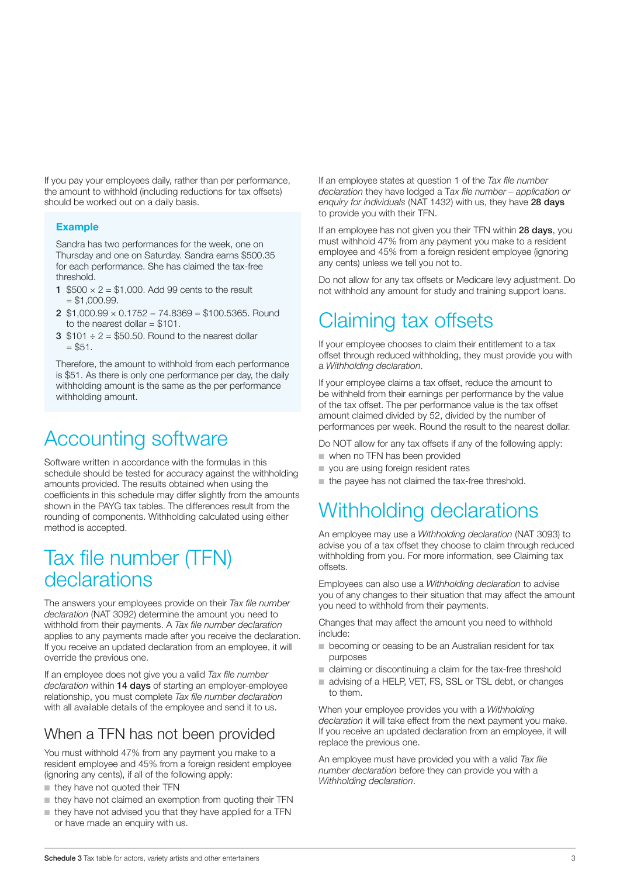If you pay your employees daily, rather than per performance, the amount to withhold (including reductions for tax offsets) should be worked out on a daily basis.

### Example

Sandra has two performances for the week, one on Thursday and one on Saturday. Sandra earns $500.35 for each performance. She has claimed the tax-free threshold.

1. $500 × 2 = $1,000. Add 99 cents to the result = $1,000.99.
2. $1,000.99 × 0.1752 – 74.8369 = $100.5365. Round to the nearest dollar = $101.
3. $101 ÷ 2 = $50.50. Round to the nearest dollar = $51.

Therefore, the amount to withhold from each performance is $51. As there is only one performance per day, the daily withholding amount is the same as the per performance withholding amount.

# Accounting software

Software written in accordance with the formulas in this schedule should be tested for accuracy against the withholding amounts provided. The results obtained when using the coefficients in this schedule may differ slightly from the amounts shown in the PAYG tax tables. The differences result from the rounding of components. Withholding calculated using either method is accepted.

# Tax file number (TFN) declarations

The answers your employees provide on their *Tax file number declaration* (NAT 3092) determine the amount you need to withhold from their payments. A *Tax file number declaration* applies to any payments made after you receive the declaration. If you receive an updated declaration from an employee, it will override the previous one.

If an employee does not give you a valid *Tax file number declaration* within **14 days** of starting an employer-employee relationship, you must complete *Tax file number declaration* with all available details of the employee and send it to us.

## When a TFN has not been provided

You must withhold 47% from any payment you make to a resident employee and 45% from a foreign resident employee (ignoring any cents), if all of the following apply:

- they have not quoted their TFN
- they have not claimed an exemption from quoting their TFN
- they have not advised you that they have applied for a TFN or have made an enquiry with us.

If an employee states at question 1 of the *Tax file number declaration* they have lodged a *Tax file number – application or enquiry for individuals* (NAT 1432) with us, they have **28 days** to provide you with their TFN.

If an employee has not given you their TFN within **28 days**, you must withhold 47% from any payment you make to a resident employee and 45% from a foreign resident employee (ignoring any cents) unless we tell you not to.

Do not allow for any tax offsets or Medicare levy adjustment. Do not withhold any amount for study and training support loans.

# Claiming tax offsets

If your employee chooses to claim their entitlement to a tax offset through reduced withholding, they must provide you with a *Withholding declaration*.

If your employee claims a tax offset, reduce the amount to be withheld from their earnings per performance by the value of the tax offset. The per performance value is the tax offset amount claimed divided by 52, divided by the number of performances per week. Round the result to the nearest dollar.

Do NOT allow for any tax offsets if any of the following apply:

- when no TFN has been provided
- you are using foreign resident rates
- the payee has not claimed the tax-free threshold.

# Withholding declarations

An employee may use a *Withholding declaration* (NAT 3093) to advise you of a tax offset they choose to claim through reduced withholding from you. For more information, see Claiming tax offsets.

Employees can also use a *Withholding declaration* to advise you of any changes to their situation that may affect the amount you need to withhold from their payments.

Changes that may affect the amount you need to withhold include:

- becoming or ceasing to be an Australian resident for tax purposes
- claiming or discontinuing a claim for the tax-free threshold
- advising of a HELP, VET, FS, SSL or TSL debt, or changes to them.

When your employee provides you with a *Withholding declaration* it will take effect from the next payment you make. If you receive an updated declaration from an employee, it will replace the previous one.

An employee must have provided you with a valid *Tax file number declaration* before they can provide you with a *Withholding declaration*.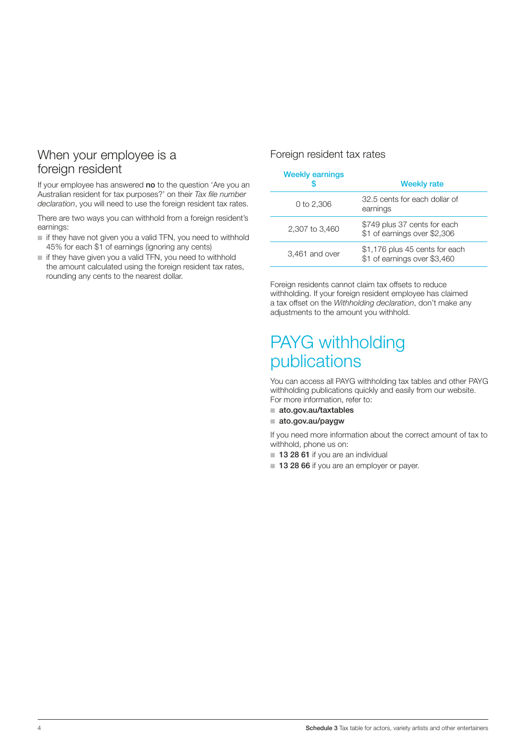## When your employee is a foreign resident

If your employee has answered **no** to the question 'Are you an Australian resident for tax purposes?' on their *Tax file number declaration*, you will need to use the foreign resident tax rates.

There are two ways you can withhold from a foreign resident's earnings:

- if they have not given you a valid TFN, you need to withhold 45% for each $1 of earnings (ignoring any cents)
- if they have given you a valid TFN, you need to withhold the amount calculated using the foreign resident tax rates, rounding any cents to the nearest dollar.

### Foreign resident tax rates

| Weekly earnings $ | Weekly rate |
|---|---|
| 0 to 2,306 | 32.5 cents for each dollar of earnings |
| 2,307 to 3,460 | $749 plus 37 cents for each $1 of earnings over $2,306 |
| 3,461 and over | $1,176 plus 45 cents for each $1 of earnings over $3,460 |

Foreign residents cannot claim tax offsets to reduce withholding. If your foreign resident employee has claimed a tax offset on the *Withholding declaration*, don't make any adjustments to the amount you withhold.

# PAYG withholding publications

You can access all PAYG withholding tax tables and other PAYG withholding publications quickly and easily from our website. For more information, refer to:

- **ato.gov.au/taxtables**
- **ato.gov.au/paygw**

If you need more information about the correct amount of tax to withhold, phone us on:

- **13 28 61** if you are an individual
- **13 28 66** if you are an employer or payer.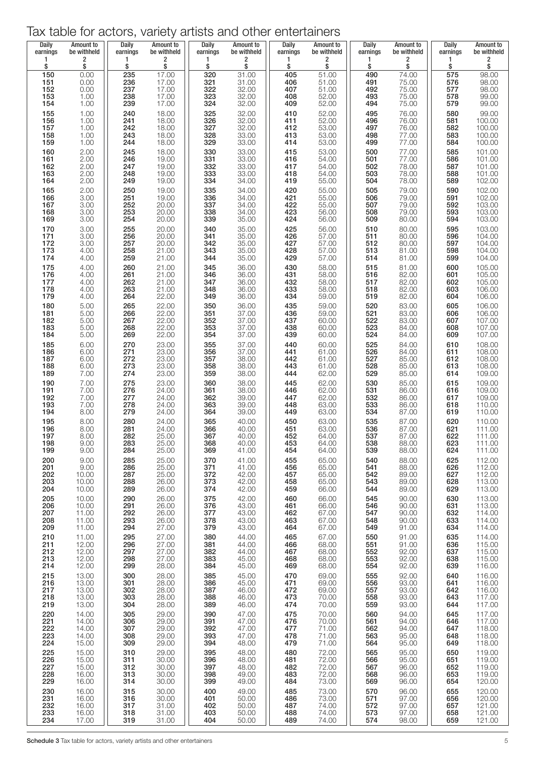# Tax table for actors, variety artists and other entertainers

| Daily earnings 1 $ | Amount to be withheld 2 $ | Daily earnings 1 $ | Amount to be withheld 2 $ | Daily earnings 1 $ | Amount to be withheld 2 $ | Daily earnings 1 $ | Amount to be withheld 2 $ | Daily earnings 1 $ | Amount to be withheld 2 $ | Daily earnings 1 $ | Amount to be withheld 2 $ |
|---|---|---|---|---|---|---|---|---|---|---|---|
| 150 | 0.00 | 235 | 17.00 | 320 | 31.00 | 405 | 51.00 | 490 | 74.00 | 575 | 98.00 |
| 151 | 0.00 | 236 | 17.00 | 321 | 31.00 | 406 | 51.00 | 491 | 75.00 | 576 | 98.00 |
| 152 | 0.00 | 237 | 17.00 | 322 | 32.00 | 407 | 51.00 | 492 | 75.00 | 577 | 98.00 |
| 153 | 1.00 | 238 | 17.00 | 323 | 32.00 | 408 | 52.00 | 493 | 75.00 | 578 | 99.00 |
| 154 | 1.00 | 239 | 17.00 | 324 | 32.00 | 409 | 52.00 | 494 | 75.00 | 579 | 99.00 |
| 155 | 1.00 | 240 | 18.00 | 325 | 32.00 | 410 | 52.00 | 495 | 76.00 | 580 | 99.00 |
| 156 | 1.00 | 241 | 18.00 | 326 | 32.00 | 411 | 52.00 | 496 | 76.00 | 581 | 100.00 |
| 157 | 1.00 | 242 | 18.00 | 327 | 32.00 | 412 | 53.00 | 497 | 76.00 | 582 | 100.00 |
| 158 | 1.00 | 243 | 18.00 | 328 | 33.00 | 413 | 53.00 | 498 | 77.00 | 583 | 100.00 |
| 159 | 1.00 | 244 | 18.00 | 329 | 33.00 | 414 | 53.00 | 499 | 77.00 | 584 | 100.00 |
| 160 | 2.00 | 245 | 18.00 | 330 | 33.00 | 415 | 53.00 | 500 | 77.00 | 585 | 101.00 |
| 161 | 2.00 | 246 | 19.00 | 331 | 33.00 | 416 | 54.00 | 501 | 77.00 | 586 | 101.00 |
| 162 | 2.00 | 247 | 19.00 | 332 | 33.00 | 417 | 54.00 | 502 | 78.00 | 587 | 101.00 |
| 163 | 2.00 | 248 | 19.00 | 333 | 33.00 | 418 | 54.00 | 503 | 78.00 | 588 | 101.00 |
| 164 | 2.00 | 249 | 19.00 | 334 | 34.00 | 419 | 55.00 | 504 | 78.00 | 589 | 102.00 |
| 165 | 2.00 | 250 | 19.00 | 335 | 34.00 | 420 | 55.00 | 505 | 79.00 | 590 | 102.00 |
| 166 | 3.00 | 251 | 19.00 | 336 | 34.00 | 421 | 55.00 | 506 | 79.00 | 591 | 102.00 |
| 167 | 3.00 | 252 | 20.00 | 337 | 34.00 | 422 | 55.00 | 507 | 79.00 | 592 | 103.00 |
| 168 | 3.00 | 253 | 20.00 | 338 | 34.00 | 423 | 56.00 | 508 | 79.00 | 593 | 103.00 |
| 169 | 3.00 | 254 | 20.00 | 339 | 35.00 | 424 | 56.00 | 509 | 80.00 | 594 | 103.00 |
| 170 | 3.00 | 255 | 20.00 | 340 | 35.00 | 425 | 56.00 | 510 | 80.00 | 595 | 103.00 |
| 171 | 3.00 | 256 | 20.00 | 341 | 35.00 | 426 | 57.00 | 511 | 80.00 | 596 | 104.00 |
| 172 | 3.00 | 257 | 20.00 | 342 | 35.00 | 427 | 57.00 | 512 | 80.00 | 597 | 104.00 |
| 173 | 4.00 | 258 | 21.00 | 343 | 35.00 | 428 | 57.00 | 513 | 81.00 | 598 | 104.00 |
| 174 | 4.00 | 259 | 21.00 | 344 | 35.00 | 429 | 57.00 | 514 | 81.00 | 599 | 104.00 |
| 175 | 4.00 | 260 | 21.00 | 345 | 36.00 | 430 | 58.00 | 515 | 81.00 | 600 | 105.00 |
| 176 | 4.00 | 261 | 21.00 | 346 | 36.00 | 431 | 58.00 | 516 | 82.00 | 601 | 105.00 |
| 177 | 4.00 | 262 | 21.00 | 347 | 36.00 | 432 | 58.00 | 517 | 82.00 | 602 | 105.00 |
| 178 | 4.00 | 263 | 21.00 | 348 | 36.00 | 433 | 58.00 | 518 | 82.00 | 603 | 106.00 |
| 179 | 4.00 | 264 | 22.00 | 349 | 36.00 | 434 | 59.00 | 519 | 82.00 | 604 | 106.00 |
| 180 | 5.00 | 265 | 22.00 | 350 | 36.00 | 435 | 59.00 | 520 | 83.00 | 605 | 106.00 |
| 181 | 5.00 | 266 | 22.00 | 351 | 37.00 | 436 | 59.00 | 521 | 83.00 | 606 | 106.00 |
| 182 | 5.00 | 267 | 22.00 | 352 | 37.00 | 437 | 60.00 | 522 | 83.00 | 607 | 107.00 |
| 183 | 5.00 | 268 | 22.00 | 353 | 37.00 | 438 | 60.00 | 523 | 84.00 | 608 | 107.00 |
| 184 | 5.00 | 269 | 22.00 | 354 | 37.00 | 439 | 60.00 | 524 | 84.00 | 609 | 107.00 |
| 185 | 6.00 | 270 | 23.00 | 355 | 37.00 | 440 | 60.00 | 525 | 84.00 | 610 | 108.00 |
| 186 | 6.00 | 271 | 23.00 | 356 | 37.00 | 441 | 61.00 | 526 | 84.00 | 611 | 108.00 |
| 187 | 6.00 | 272 | 23.00 | 357 | 38.00 | 442 | 61.00 | 527 | 85.00 | 612 | 108.00 |
| 188 | 6.00 | 273 | 23.00 | 358 | 38.00 | 443 | 61.00 | 528 | 85.00 | 613 | 108.00 |
| 189 | 7.00 | 274 | 23.00 | 359 | 38.00 | 444 | 62.00 | 529 | 85.00 | 614 | 109.00 |
| 190 | 7.00 | 275 | 23.00 | 360 | 38.00 | 445 | 62.00 | 530 | 85.00 | 615 | 109.00 |
| 191 | 7.00 | 276 | 24.00 | 361 | 38.00 | 446 | 62.00 | 531 | 86.00 | 616 | 109.00 |
| 192 | 7.00 | 277 | 24.00 | 362 | 39.00 | 447 | 62.00 | 532 | 86.00 | 617 | 109.00 |
| 193 | 7.00 | 278 | 24.00 | 363 | 39.00 | 448 | 63.00 | 533 | 86.00 | 618 | 110.00 |
| 194 | 8.00 | 279 | 24.00 | 364 | 39.00 | 449 | 63.00 | 534 | 87.00 | 619 | 110.00 |
| 195 | 8.00 | 280 | 24.00 | 365 | 40.00 | 450 | 63.00 | 535 | 87.00 | 620 | 110.00 |
| 196 | 8.00 | 281 | 24.00 | 366 | 40.00 | 451 | 63.00 | 536 | 87.00 | 621 | 111.00 |
| 197 | 8.00 | 282 | 25.00 | 367 | 40.00 | 452 | 64.00 | 537 | 87.00 | 622 | 111.00 |
| 198 | 9.00 | 283 | 25.00 | 368 | 40.00 | 453 | 64.00 | 538 | 88.00 | 623 | 111.00 |
| 199 | 9.00 | 284 | 25.00 | 369 | 41.00 | 454 | 64.00 | 539 | 88.00 | 624 | 111.00 |
| 200 | 9.00 | 285 | 25.00 | 370 | 41.00 | 455 | 65.00 | 540 | 88.00 | 625 | 112.00 |
| 201 | 9.00 | 286 | 25.00 | 371 | 41.00 | 456 | 65.00 | 541 | 88.00 | 626 | 112.00 |
| 202 | 10.00 | 287 | 25.00 | 372 | 42.00 | 457 | 65.00 | 542 | 89.00 | 627 | 112.00 |
| 203 | 10.00 | 288 | 26.00 | 373 | 42.00 | 458 | 65.00 | 543 | 89.00 | 628 | 113.00 |
| 204 | 10.00 | 289 | 26.00 | 374 | 42.00 | 459 | 66.00 | 544 | 89.00 | 629 | 113.00 |
| 205 | 10.00 | 290 | 26.00 | 375 | 42.00 | 460 | 66.00 | 545 | 90.00 | 630 | 113.00 |
| 206 | 10.00 | 291 | 26.00 | 376 | 43.00 | 461 | 66.00 | 546 | 90.00 | 631 | 113.00 |
| 207 | 11.00 | 292 | 26.00 | 377 | 43.00 | 462 | 67.00 | 547 | 90.00 | 632 | 114.00 |
| 208 | 11.00 | 293 | 26.00 | 378 | 43.00 | 463 | 67.00 | 548 | 90.00 | 633 | 114.00 |
| 209 | 11.00 | 294 | 27.00 | 379 | 43.00 | 464 | 67.00 | 549 | 91.00 | 634 | 114.00 |
| 210 | 11.00 | 295 | 27.00 | 380 | 44.00 | 465 | 67.00 | 550 | 91.00 | 635 | 114.00 |
| 211 | 12.00 | 296 | 27.00 | 381 | 44.00 | 466 | 68.00 | 551 | 91.00 | 636 | 115.00 |
| 212 | 12.00 | 297 | 27.00 | 382 | 44.00 | 467 | 68.00 | 552 | 92.00 | 637 | 115.00 |
| 213 | 12.00 | 298 | 27.00 | 383 | 45.00 | 468 | 68.00 | 553 | 92.00 | 638 | 115.00 |
| 214 | 12.00 | 299 | 28.00 | 384 | 45.00 | 469 | 68.00 | 554 | 92.00 | 639 | 116.00 |
| 215 | 13.00 | 300 | 28.00 | 385 | 45.00 | 470 | 69.00 | 555 | 92.00 | 640 | 116.00 |
| 216 | 13.00 | 301 | 28.00 | 386 | 45.00 | 471 | 69.00 | 556 | 93.00 | 641 | 116.00 |
| 217 | 13.00 | 302 | 28.00 | 387 | 46.00 | 472 | 69.00 | 557 | 93.00 | 642 | 116.00 |
| 218 | 13.00 | 303 | 28.00 | 388 | 46.00 | 473 | 70.00 | 558 | 93.00 | 643 | 117.00 |
| 219 | 13.00 | 304 | 28.00 | 389 | 46.00 | 474 | 70.00 | 559 | 93.00 | 644 | 117.00 |
| 220 | 14.00 | 305 | 29.00 | 390 | 47.00 | 475 | 70.00 | 560 | 94.00 | 645 | 117.00 |
| 221 | 14.00 | 306 | 29.00 | 391 | 47.00 | 476 | 70.00 | 561 | 94.00 | 646 | 117.00 |
| 222 | 14.00 | 307 | 29.00 | 392 | 47.00 | 477 | 71.00 | 562 | 94.00 | 647 | 118.00 |
| 223 | 14.00 | 308 | 29.00 | 393 | 47.00 | 478 | 71.00 | 563 | 95.00 | 648 | 118.00 |
| 224 | 15.00 | 309 | 29.00 | 394 | 48.00 | 479 | 71.00 | 564 | 95.00 | 649 | 118.00 |
| 225 | 15.00 | 310 | 29.00 | 395 | 48.00 | 480 | 72.00 | 565 | 95.00 | 650 | 119.00 |
| 226 | 15.00 | 311 | 30.00 | 396 | 48.00 | 481 | 72.00 | 566 | 95.00 | 651 | 119.00 |
| 227 | 15.00 | 312 | 30.00 | 397 | 48.00 | 482 | 72.00 | 567 | 96.00 | 652 | 119.00 |
| 228 | 16.00 | 313 | 30.00 | 398 | 49.00 | 483 | 72.00 | 568 | 96.00 | 653 | 119.00 |
| 229 | 16.00 | 314 | 30.00 | 399 | 49.00 | 484 | 73.00 | 569 | 96.00 | 654 | 120.00 |
| 230 | 16.00 | 315 | 30.00 | 400 | 49.00 | 485 | 73.00 | 570 | 96.00 | 655 | 120.00 |
| 231 | 16.00 | 316 | 30.00 | 401 | 50.00 | 486 | 73.00 | 571 | 97.00 | 656 | 120.00 |
| 232 | 16.00 | 317 | 31.00 | 402 | 50.00 | 487 | 74.00 | 572 | 97.00 | 657 | 121.00 |
| 233 | 16.00 | 318 | 31.00 | 403 | 50.00 | 488 | 74.00 | 573 | 97.00 | 658 | 121.00 |
| 234 | 17.00 | 319 | 31.00 | 404 | 50.00 | 489 | 74.00 | 574 | 98.00 | 659 | 121.00 |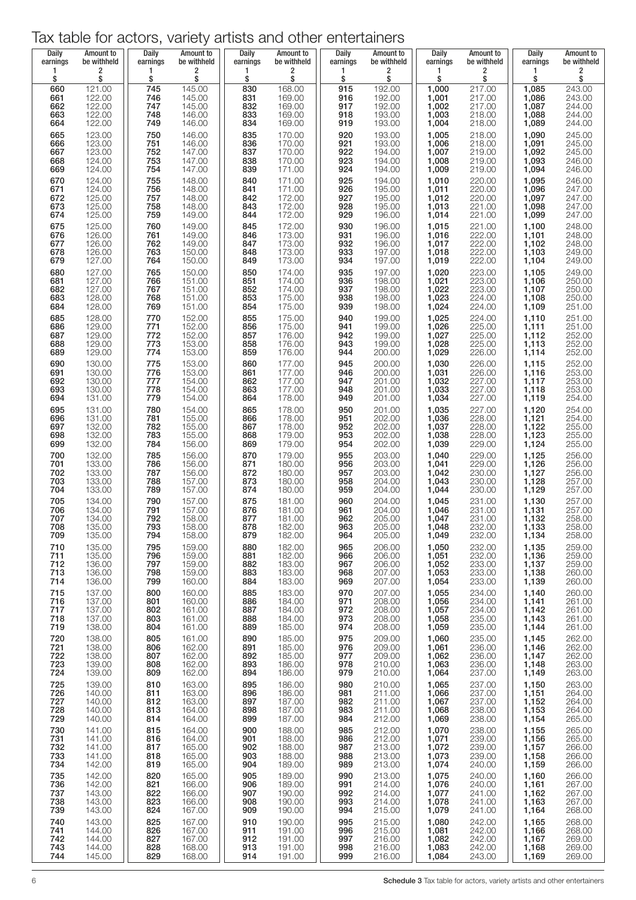# Tax table for actors, variety artists and other entertainers

| Daily earnings 1 $ | Amount to be withheld 2 $ | Daily earnings 1 $ | Amount to be withheld 2 $ | Daily earnings 1 $ | Amount to be withheld 2 $ | Daily earnings 1 $ | Amount to be withheld 2 $ | Daily earnings 1 $ | Amount to be withheld 2 $ | Daily earnings 1 $ | Amount to be withheld 2 $ |
|---|---|---|---|---|---|---|---|---|---|---|---|
| 660 | 121.00 | 745 | 145.00 | 830 | 168.00 | 915 | 192.00 | 1,000 | 217.00 | 1,085 | 243.00 |
| 661 | 122.00 | 746 | 145.00 | 831 | 169.00 | 916 | 192.00 | 1,001 | 217.00 | 1,086 | 243.00 |
| 662 | 122.00 | 747 | 145.00 | 832 | 169.00 | 917 | 192.00 | 1,002 | 217.00 | 1,087 | 244.00 |
| 663 | 122.00 | 748 | 146.00 | 833 | 169.00 | 918 | 193.00 | 1,003 | 218.00 | 1,088 | 244.00 |
| 664 | 122.00 | 749 | 146.00 | 834 | 169.00 | 919 | 193.00 | 1,004 | 218.00 | 1,089 | 244.00 |
| 665 | 123.00 | 750 | 146.00 | 835 | 170.00 | 920 | 193.00 | 1,005 | 218.00 | 1,090 | 245.00 |
| 666 | 123.00 | 751 | 146.00 | 836 | 170.00 | 921 | 193.00 | 1,006 | 218.00 | 1,091 | 245.00 |
| 667 | 123.00 | 752 | 147.00 | 837 | 170.00 | 922 | 194.00 | 1,007 | 219.00 | 1,092 | 245.00 |
| 668 | 124.00 | 753 | 147.00 | 838 | 170.00 | 923 | 194.00 | 1,008 | 219.00 | 1,093 | 246.00 |
| 669 | 124.00 | 754 | 147.00 | 839 | 171.00 | 924 | 194.00 | 1,009 | 219.00 | 1,094 | 246.00 |
| 670 | 124.00 | 755 | 148.00 | 840 | 171.00 | 925 | 194.00 | 1,010 | 220.00 | 1,095 | 246.00 |
| 671 | 124.00 | 756 | 148.00 | 841 | 171.00 | 926 | 195.00 | 1,011 | 220.00 | 1,096 | 247.00 |
| 672 | 125.00 | 757 | 148.00 | 842 | 172.00 | 927 | 195.00 | 1,012 | 220.00 | 1,097 | 247.00 |
| 673 | 125.00 | 758 | 148.00 | 843 | 172.00 | 928 | 195.00 | 1,013 | 221.00 | 1,098 | 247.00 |
| 674 | 125.00 | 759 | 149.00 | 844 | 172.00 | 929 | 196.00 | 1,014 | 221.00 | 1,099 | 247.00 |
| 675 | 125.00 | 760 | 149.00 | 845 | 172.00 | 930 | 196.00 | 1,015 | 221.00 | 1,100 | 248.00 |
| 676 | 126.00 | 761 | 149.00 | 846 | 173.00 | 931 | 196.00 | 1,016 | 222.00 | 1,101 | 248.00 |
| 677 | 126.00 | 762 | 149.00 | 847 | 173.00 | 932 | 196.00 | 1,017 | 222.00 | 1,102 | 248.00 |
| 678 | 126.00 | 763 | 150.00 | 848 | 173.00 | 933 | 197.00 | 1,018 | 222.00 | 1,103 | 249.00 |
| 679 | 127.00 | 764 | 150.00 | 849 | 173.00 | 934 | 197.00 | 1,019 | 222.00 | 1,104 | 249.00 |
| 680 | 127.00 | 765 | 150.00 | 850 | 174.00 | 935 | 197.00 | 1,020 | 223.00 | 1,105 | 249.00 |
| 681 | 127.00 | 766 | 151.00 | 851 | 174.00 | 936 | 198.00 | 1,021 | 223.00 | 1,106 | 250.00 |
| 682 | 127.00 | 767 | 151.00 | 852 | 174.00 | 937 | 198.00 | 1,022 | 223.00 | 1,107 | 250.00 |
| 683 | 128.00 | 768 | 151.00 | 853 | 175.00 | 938 | 198.00 | 1,023 | 224.00 | 1,108 | 250.00 |
| 684 | 128.00 | 769 | 151.00 | 854 | 175.00 | 939 | 198.00 | 1,024 | 224.00 | 1,109 | 251.00 |
| 685 | 128.00 | 770 | 152.00 | 855 | 175.00 | 940 | 199.00 | 1,025 | 224.00 | 1,110 | 251.00 |
| 686 | 129.00 | 771 | 152.00 | 856 | 175.00 | 941 | 199.00 | 1,026 | 225.00 | 1,111 | 251.00 |
| 687 | 129.00 | 772 | 152.00 | 857 | 176.00 | 942 | 199.00 | 1,027 | 225.00 | 1,112 | 252.00 |
| 688 | 129.00 | 773 | 153.00 | 858 | 176.00 | 943 | 199.00 | 1,028 | 225.00 | 1,113 | 252.00 |
| 689 | 129.00 | 774 | 153.00 | 859 | 176.00 | 944 | 200.00 | 1,029 | 226.00 | 1,114 | 252.00 |
| 690 | 130.00 | 775 | 153.00 | 860 | 177.00 | 945 | 200.00 | 1,030 | 226.00 | 1,115 | 252.00 |
| 691 | 130.00 | 776 | 153.00 | 861 | 177.00 | 946 | 200.00 | 1,031 | 226.00 | 1,116 | 253.00 |
| 692 | 130.00 | 777 | 154.00 | 862 | 177.00 | 947 | 201.00 | 1,032 | 227.00 | 1,117 | 253.00 |
| 693 | 130.00 | 778 | 154.00 | 863 | 177.00 | 948 | 201.00 | 1,033 | 227.00 | 1,118 | 253.00 |
| 694 | 131.00 | 779 | 154.00 | 864 | 178.00 | 949 | 201.00 | 1,034 | 227.00 | 1,119 | 254.00 |
| 695 | 131.00 | 780 | 154.00 | 865 | 178.00 | 950 | 201.00 | 1,035 | 227.00 | 1,120 | 254.00 |
| 696 | 131.00 | 781 | 155.00 | 866 | 178.00 | 951 | 202.00 | 1,036 | 228.00 | 1,121 | 254.00 |
| 697 | 132.00 | 782 | 155.00 | 867 | 178.00 | 952 | 202.00 | 1,037 | 228.00 | 1,122 | 255.00 |
| 698 | 132.00 | 783 | 155.00 | 868 | 179.00 | 953 | 202.00 | 1,038 | 228.00 | 1,123 | 255.00 |
| 699 | 132.00 | 784 | 156.00 | 869 | 179.00 | 954 | 202.00 | 1,039 | 229.00 | 1,124 | 255.00 |
| 700 | 132.00 | 785 | 156.00 | 870 | 179.00 | 955 | 203.00 | 1,040 | 229.00 | 1,125 | 256.00 |
| 701 | 133.00 | 786 | 156.00 | 871 | 180.00 | 956 | 203.00 | 1,041 | 229.00 | 1,126 | 256.00 |
| 702 | 133.00 | 787 | 156.00 | 872 | 180.00 | 957 | 203.00 | 1,042 | 230.00 | 1,127 | 256.00 |
| 703 | 133.00 | 788 | 157.00 | 873 | 180.00 | 958 | 204.00 | 1,043 | 230.00 | 1,128 | 257.00 |
| 704 | 133.00 | 789 | 157.00 | 874 | 180.00 | 959 | 204.00 | 1,044 | 230.00 | 1,129 | 257.00 |
| 705 | 134.00 | 790 | 157.00 | 875 | 181.00 | 960 | 204.00 | 1,045 | 231.00 | 1,130 | 257.00 |
| 706 | 134.00 | 791 | 157.00 | 876 | 181.00 | 961 | 204.00 | 1,046 | 231.00 | 1,131 | 257.00 |
| 707 | 134.00 | 792 | 158.00 | 877 | 181.00 | 962 | 205.00 | 1,047 | 231.00 | 1,132 | 258.00 |
| 708 | 135.00 | 793 | 158.00 | 878 | 182.00 | 963 | 205.00 | 1,048 | 232.00 | 1,133 | 258.00 |
| 709 | 135.00 | 794 | 158.00 | 879 | 182.00 | 964 | 205.00 | 1,049 | 232.00 | 1,134 | 258.00 |
| 710 | 135.00 | 795 | 159.00 | 880 | 182.00 | 965 | 206.00 | 1,050 | 232.00 | 1,135 | 259.00 |
| 711 | 135.00 | 796 | 159.00 | 881 | 182.00 | 966 | 206.00 | 1,051 | 232.00 | 1,136 | 259.00 |
| 712 | 136.00 | 797 | 159.00 | 882 | 183.00 | 967 | 206.00 | 1,052 | 233.00 | 1,137 | 259.00 |
| 713 | 136.00 | 798 | 159.00 | 883 | 183.00 | 968 | 207.00 | 1,053 | 233.00 | 1,138 | 260.00 |
| 714 | 136.00 | 799 | 160.00 | 884 | 183.00 | 969 | 207.00 | 1,054 | 233.00 | 1,139 | 260.00 |
| 715 | 137.00 | 800 | 160.00 | 885 | 183.00 | 970 | 207.00 | 1,055 | 234.00 | 1,140 | 260.00 |
| 716 | 137.00 | 801 | 160.00 | 886 | 184.00 | 971 | 208.00 | 1,056 | 234.00 | 1,141 | 261.00 |
| 717 | 137.00 | 802 | 161.00 | 887 | 184.00 | 972 | 208.00 | 1,057 | 234.00 | 1,142 | 261.00 |
| 718 | 137.00 | 803 | 161.00 | 888 | 184.00 | 973 | 208.00 | 1,058 | 235.00 | 1,143 | 261.00 |
| 719 | 138.00 | 804 | 161.00 | 889 | 185.00 | 974 | 208.00 | 1,059 | 235.00 | 1,144 | 261.00 |
| 720 | 138.00 | 805 | 161.00 | 890 | 185.00 | 975 | 209.00 | 1,060 | 235.00 | 1,145 | 262.00 |
| 721 | 138.00 | 806 | 162.00 | 891 | 185.00 | 976 | 209.00 | 1,061 | 236.00 | 1,146 | 262.00 |
| 722 | 138.00 | 807 | 162.00 | 892 | 185.00 | 977 | 209.00 | 1,062 | 236.00 | 1,147 | 262.00 |
| 723 | 139.00 | 808 | 162.00 | 893 | 186.00 | 978 | 210.00 | 1,063 | 236.00 | 1,148 | 263.00 |
| 724 | 139.00 | 809 | 162.00 | 894 | 186.00 | 979 | 210.00 | 1,064 | 237.00 | 1,149 | 263.00 |
| 725 | 139.00 | 810 | 163.00 | 895 | 186.00 | 980 | 210.00 | 1,065 | 237.00 | 1,150 | 263.00 |
| 726 | 140.00 | 811 | 163.00 | 896 | 186.00 | 981 | 211.00 | 1,066 | 237.00 | 1,151 | 264.00 |
| 727 | 140.00 | 812 | 163.00 | 897 | 187.00 | 982 | 211.00 | 1,067 | 237.00 | 1,152 | 264.00 |
| 728 | 140.00 | 813 | 164.00 | 898 | 187.00 | 983 | 211.00 | 1,068 | 238.00 | 1,153 | 264.00 |
| 729 | 140.00 | 814 | 164.00 | 899 | 187.00 | 984 | 212.00 | 1,069 | 238.00 | 1,154 | 265.00 |
| 730 | 141.00 | 815 | 164.00 | 900 | 188.00 | 985 | 212.00 | 1,070 | 238.00 | 1,155 | 265.00 |
| 731 | 141.00 | 816 | 164.00 | 901 | 188.00 | 986 | 212.00 | 1,071 | 239.00 | 1,156 | 265.00 |
| 732 | 141.00 | 817 | 165.00 | 902 | 188.00 | 987 | 213.00 | 1,072 | 239.00 | 1,157 | 266.00 |
| 733 | 141.00 | 818 | 165.00 | 903 | 188.00 | 988 | 213.00 | 1,073 | 239.00 | 1,158 | 266.00 |
| 734 | 142.00 | 819 | 165.00 | 904 | 189.00 | 989 | 213.00 | 1,074 | 240.00 | 1,159 | 266.00 |
| 735 | 142.00 | 820 | 165.00 | 905 | 189.00 | 990 | 213.00 | 1,075 | 240.00 | 1,160 | 266.00 |
| 736 | 142.00 | 821 | 166.00 | 906 | 189.00 | 991 | 214.00 | 1,076 | 240.00 | 1,161 | 267.00 |
| 737 | 143.00 | 822 | 166.00 | 907 | 190.00 | 992 | 214.00 | 1,077 | 241.00 | 1,162 | 267.00 |
| 738 | 143.00 | 823 | 166.00 | 908 | 190.00 | 993 | 214.00 | 1,078 | 241.00 | 1,163 | 267.00 |
| 739 | 143.00 | 824 | 167.00 | 909 | 190.00 | 994 | 215.00 | 1,079 | 241.00 | 1,164 | 268.00 |
| 740 | 143.00 | 825 | 167.00 | 910 | 190.00 | 995 | 215.00 | 1,080 | 242.00 | 1,165 | 268.00 |
| 741 | 144.00 | 826 | 167.00 | 911 | 191.00 | 996 | 215.00 | 1,081 | 242.00 | 1,166 | 268.00 |
| 742 | 144.00 | 827 | 167.00 | 912 | 191.00 | 997 | 216.00 | 1,082 | 242.00 | 1,167 | 269.00 |
| 743 | 144.00 | 828 | 168.00 | 913 | 191.00 | 998 | 216.00 | 1,083 | 242.00 | 1,168 | 269.00 |
| 744 | 145.00 | 829 | 168.00 | 914 | 191.00 | 999 | 216.00 | 1,084 | 243.00 | 1,169 | 269.00 |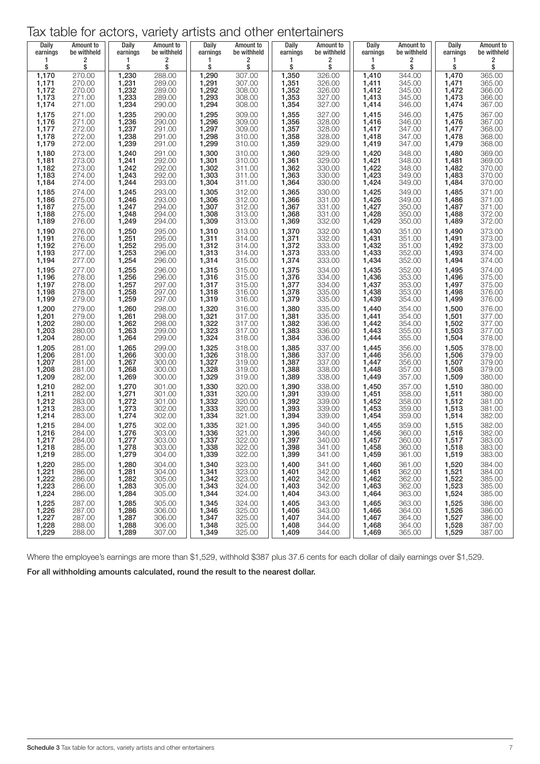# Tax table for actors, variety artists and other entertainers

| Daily earnings 1 $ | Amount to be withheld 2 $ | Daily earnings 1 $ | Amount to be withheld 2 $ | Daily earnings 1 $ | Amount to be withheld 2 $ | Daily earnings 1 $ | Amount to be withheld 2 $ | Daily earnings 1 $ | Amount to be withheld 2 $ | Daily earnings 1 $ | Amount to be withheld 2 $ |
|---|---|---|---|---|---|---|---|---|---|---|---|
| 1,170 | 270.00 | 1,230 | 288.00 | 1,290 | 307.00 | 1,350 | 326.00 | 1,410 | 344.00 | 1,470 | 365.00 |
| 1,171 | 270.00 | 1,231 | 289.00 | 1,291 | 307.00 | 1,351 | 326.00 | 1,411 | 345.00 | 1,471 | 365.00 |
| 1,172 | 270.00 | 1,232 | 289.00 | 1,292 | 308.00 | 1,352 | 326.00 | 1,412 | 345.00 | 1,472 | 366.00 |
| 1,173 | 271.00 | 1,233 | 289.00 | 1,293 | 308.00 | 1,353 | 327.00 | 1,413 | 345.00 | 1,473 | 366.00 |
| 1,174 | 271.00 | 1,234 | 290.00 | 1,294 | 308.00 | 1,354 | 327.00 | 1,414 | 346.00 | 1,474 | 367.00 |
| 1,175 | 271.00 | 1,235 | 290.00 | 1,295 | 309.00 | 1,355 | 327.00 | 1,415 | 346.00 | 1,475 | 367.00 |
| 1,176 | 271.00 | 1,236 | 290.00 | 1,296 | 309.00 | 1,356 | 328.00 | 1,416 | 346.00 | 1,476 | 367.00 |
| 1,177 | 272.00 | 1,237 | 291.00 | 1,297 | 309.00 | 1,357 | 328.00 | 1,417 | 347.00 | 1,477 | 368.00 |
| 1,178 | 272.00 | 1,238 | 291.00 | 1,298 | 310.00 | 1,358 | 328.00 | 1,418 | 347.00 | 1,478 | 368.00 |
| 1,179 | 272.00 | 1,239 | 291.00 | 1,299 | 310.00 | 1,359 | 329.00 | 1,419 | 347.00 | 1,479 | 368.00 |
| 1,180 | 273.00 | 1,240 | 291.00 | 1,300 | 310.00 | 1,360 | 329.00 | 1,420 | 348.00 | 1,480 | 369.00 |
| 1,181 | 273.00 | 1,241 | 292.00 | 1,301 | 310.00 | 1,361 | 329.00 | 1,421 | 348.00 | 1,481 | 369.00 |
| 1,182 | 273.00 | 1,242 | 292.00 | 1,302 | 311.00 | 1,362 | 330.00 | 1,422 | 348.00 | 1,482 | 370.00 |
| 1,183 | 274.00 | 1,243 | 292.00 | 1,303 | 311.00 | 1,363 | 330.00 | 1,423 | 349.00 | 1,483 | 370.00 |
| 1,184 | 274.00 | 1,244 | 293.00 | 1,304 | 311.00 | 1,364 | 330.00 | 1,424 | 349.00 | 1,484 | 370.00 |
| 1,185 | 274.00 | 1,245 | 293.00 | 1,305 | 312.00 | 1,365 | 330.00 | 1,425 | 349.00 | 1,485 | 371.00 |
| 1,186 | 275.00 | 1,246 | 293.00 | 1,306 | 312.00 | 1,366 | 331.00 | 1,426 | 349.00 | 1,486 | 371.00 |
| 1,187 | 275.00 | 1,247 | 294.00 | 1,307 | 312.00 | 1,367 | 331.00 | 1,427 | 350.00 | 1,487 | 371.00 |
| 1,188 | 275.00 | 1,248 | 294.00 | 1,308 | 313.00 | 1,368 | 331.00 | 1,428 | 350.00 | 1,488 | 372.00 |
| 1,189 | 276.00 | 1,249 | 294.00 | 1,309 | 313.00 | 1,369 | 332.00 | 1,429 | 350.00 | 1,489 | 372.00 |
| 1,190 | 276.00 | 1,250 | 295.00 | 1,310 | 313.00 | 1,370 | 332.00 | 1,430 | 351.00 | 1,490 | 373.00 |
| 1,191 | 276.00 | 1,251 | 295.00 | 1,311 | 314.00 | 1,371 | 332.00 | 1,431 | 351.00 | 1,491 | 373.00 |
| 1,192 | 276.00 | 1,252 | 295.00 | 1,312 | 314.00 | 1,372 | 333.00 | 1,432 | 351.00 | 1,492 | 373.00 |
| 1,193 | 277.00 | 1,253 | 296.00 | 1,313 | 314.00 | 1,373 | 333.00 | 1,433 | 352.00 | 1,493 | 374.00 |
| 1,194 | 277.00 | 1,254 | 296.00 | 1,314 | 315.00 | 1,374 | 333.00 | 1,434 | 352.00 | 1,494 | 374.00 |
| 1,195 | 277.00 | 1,255 | 296.00 | 1,315 | 315.00 | 1,375 | 334.00 | 1,435 | 352.00 | 1,495 | 374.00 |
| 1,196 | 278.00 | 1,256 | 296.00 | 1,316 | 315.00 | 1,376 | 334.00 | 1,436 | 353.00 | 1,496 | 375.00 |
| 1,197 | 278.00 | 1,257 | 297.00 | 1,317 | 315.00 | 1,377 | 334.00 | 1,437 | 353.00 | 1,497 | 375.00 |
| 1,198 | 278.00 | 1,258 | 297.00 | 1,318 | 316.00 | 1,378 | 335.00 | 1,438 | 353.00 | 1,498 | 376.00 |
| 1,199 | 279.00 | 1,259 | 297.00 | 1,319 | 316.00 | 1,379 | 335.00 | 1,439 | 354.00 | 1,499 | 376.00 |
| 1,200 | 279.00 | 1,260 | 298.00 | 1,320 | 316.00 | 1,380 | 335.00 | 1,440 | 354.00 | 1,500 | 376.00 |
| 1,201 | 279.00 | 1,261 | 298.00 | 1,321 | 317.00 | 1,381 | 335.00 | 1,441 | 354.00 | 1,501 | 377.00 |
| 1,202 | 280.00 | 1,262 | 298.00 | 1,322 | 317.00 | 1,382 | 336.00 | 1,442 | 354.00 | 1,502 | 377.00 |
| 1,203 | 280.00 | 1,263 | 299.00 | 1,323 | 317.00 | 1,383 | 336.00 | 1,443 | 355.00 | 1,503 | 377.00 |
| 1,204 | 280.00 | 1,264 | 299.00 | 1,324 | 318.00 | 1,384 | 336.00 | 1,444 | 355.00 | 1,504 | 378.00 |
| 1,205 | 281.00 | 1,265 | 299.00 | 1,325 | 318.00 | 1,385 | 337.00 | 1,445 | 356.00 | 1,505 | 378.00 |
| 1,206 | 281.00 | 1,266 | 300.00 | 1,326 | 318.00 | 1,386 | 337.00 | 1,446 | 356.00 | 1,506 | 379.00 |
| 1,207 | 281.00 | 1,267 | 300.00 | 1,327 | 319.00 | 1,387 | 337.00 | 1,447 | 356.00 | 1,507 | 379.00 |
| 1,208 | 281.00 | 1,268 | 300.00 | 1,328 | 319.00 | 1,388 | 338.00 | 1,448 | 357.00 | 1,508 | 379.00 |
| 1,209 | 282.00 | 1,269 | 300.00 | 1,329 | 319.00 | 1,389 | 338.00 | 1,449 | 357.00 | 1,509 | 380.00 |
| 1,210 | 282.00 | 1,270 | 301.00 | 1,330 | 320.00 | 1,390 | 338.00 | 1,450 | 357.00 | 1,510 | 380.00 |
| 1,211 | 282.00 | 1,271 | 301.00 | 1,331 | 320.00 | 1,391 | 339.00 | 1,451 | 358.00 | 1,511 | 380.00 |
| 1,212 | 283.00 | 1,272 | 301.00 | 1,332 | 320.00 | 1,392 | 339.00 | 1,452 | 358.00 | 1,512 | 381.00 |
| 1,213 | 283.00 | 1,273 | 302.00 | 1,333 | 320.00 | 1,393 | 339.00 | 1,453 | 359.00 | 1,513 | 381.00 |
| 1,214 | 283.00 | 1,274 | 302.00 | 1,334 | 321.00 | 1,394 | 339.00 | 1,454 | 359.00 | 1,514 | 382.00 |
| 1,215 | 284.00 | 1,275 | 302.00 | 1,335 | 321.00 | 1,395 | 340.00 | 1,455 | 359.00 | 1,515 | 382.00 |
| 1,216 | 284.00 | 1,276 | 303.00 | 1,336 | 321.00 | 1,396 | 340.00 | 1,456 | 360.00 | 1,516 | 382.00 |
| 1,217 | 284.00 | 1,277 | 303.00 | 1,337 | 322.00 | 1,397 | 340.00 | 1,457 | 360.00 | 1,517 | 383.00 |
| 1,218 | 285.00 | 1,278 | 303.00 | 1,338 | 322.00 | 1,398 | 341.00 | 1,458 | 360.00 | 1,518 | 383.00 |
| 1,219 | 285.00 | 1,279 | 304.00 | 1,339 | 322.00 | 1,399 | 341.00 | 1,459 | 361.00 | 1,519 | 383.00 |
| 1,220 | 285.00 | 1,280 | 304.00 | 1,340 | 323.00 | 1,400 | 341.00 | 1,460 | 361.00 | 1,520 | 384.00 |
| 1,221 | 286.00 | 1,281 | 304.00 | 1,341 | 323.00 | 1,401 | 342.00 | 1,461 | 362.00 | 1,521 | 384.00 |
| 1,222 | 286.00 | 1,282 | 305.00 | 1,342 | 323.00 | 1,402 | 342.00 | 1,462 | 362.00 | 1,522 | 385.00 |
| 1,223 | 286.00 | 1,283 | 305.00 | 1,343 | 324.00 | 1,403 | 342.00 | 1,463 | 362.00 | 1,523 | 385.00 |
| 1,224 | 286.00 | 1,284 | 305.00 | 1,344 | 324.00 | 1,404 | 343.00 | 1,464 | 363.00 | 1,524 | 385.00 |
| 1,225 | 287.00 | 1,285 | 305.00 | 1,345 | 324.00 | 1,405 | 343.00 | 1,465 | 363.00 | 1,525 | 386.00 |
| 1,226 | 287.00 | 1,286 | 306.00 | 1,346 | 325.00 | 1,406 | 343.00 | 1,466 | 364.00 | 1,526 | 386.00 |
| 1,227 | 287.00 | 1,287 | 306.00 | 1,347 | 325.00 | 1,407 | 344.00 | 1,467 | 364.00 | 1,527 | 386.00 |
| 1,228 | 288.00 | 1,288 | 306.00 | 1,348 | 325.00 | 1,408 | 344.00 | 1,468 | 364.00 | 1,528 | 387.00 |
| 1,229 | 288.00 | 1,289 | 307.00 | 1,349 | 325.00 | 1,409 | 344.00 | 1,469 | 365.00 | 1,529 | 387.00 |

Where the employee's earnings are more than $1,529, withhold $387 plus 37.6 cents for each dollar of daily earnings over $1,529.

**For all withholding amounts calculated, round the result to the nearest dollar.**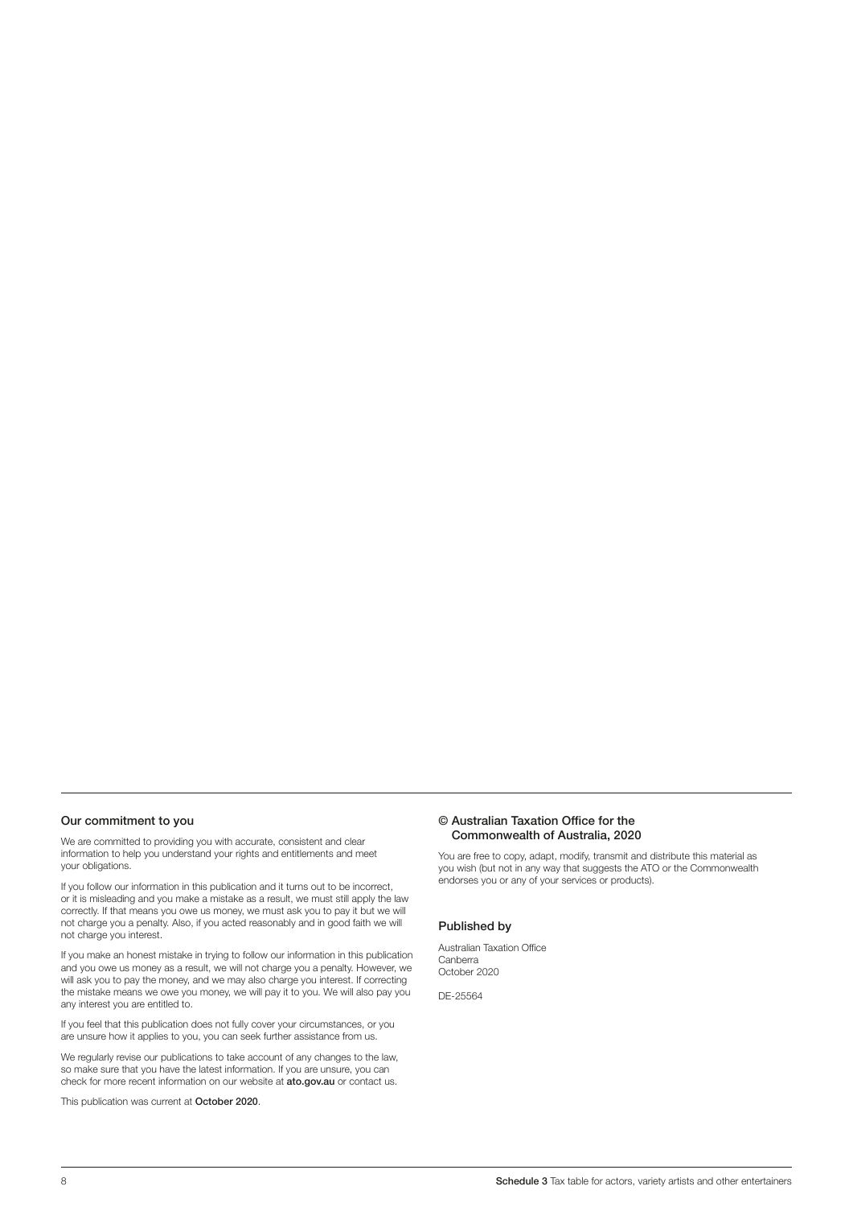## Our commitment to you

We are committed to providing you with accurate, consistent and clear information to help you understand your rights and entitlements and meet your obligations.

If you follow our information in this publication and it turns out to be incorrect, or it is misleading and you make a mistake as a result, we must still apply the law correctly. If that means you owe us money, we must ask you to pay it but we will not charge you a penalty. Also, if you acted reasonably and in good faith we will not charge you interest.

If you make an honest mistake in trying to follow our information in this publication and you owe us money as a result, we will not charge you a penalty. However, we will ask you to pay the money, and we may also charge you interest. If correcting the mistake means we owe you money, we will pay it to you. We will also pay you any interest you are entitled to.

If you feel that this publication does not fully cover your circumstances, or you are unsure how it applies to you, you can seek further assistance from us.

We regularly revise our publications to take account of any changes to the law, so make sure that you have the latest information. If you are unsure, you can check for more recent information on our website at **ato.gov.au** or contact us.

This publication was current at **October 2020**.

## © Australian Taxation Office for the Commonwealth of Australia, 2020

You are free to copy, adapt, modify, transmit and distribute this material as you wish (but not in any way that suggests the ATO or the Commonwealth endorses you or any of your services or products).

## Published by

Australian Taxation Office
Canberra
October 2020

DE-25564